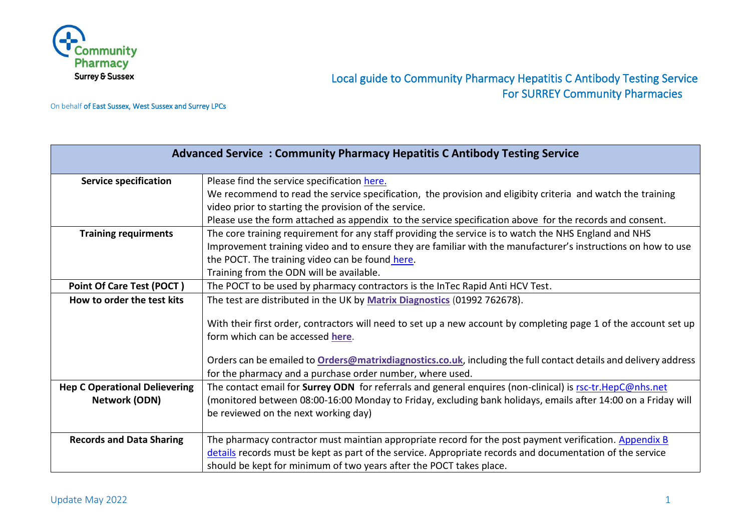Community Pharmacy Surrey & Sussex

On behalf of East Sussex, West Sussex and Surrey LPCs

# Local guide to Community Pharmacy Hepatitis C Antibody Testing Service For SURREY Community Pharmacies

| Advanced Service : Community Pharmacy Hepatitis C Antibody Testing Service | |
|---|---|
| **Service specification** | Please find the service specification here.<br>We recommend to read the service specification, the provision and eligibity criteria and watch the training video prior to starting the provision of the service.<br>Please use the form attached as appendix to the service specification above for the records and consent. |
| **Training requirments** | The core training requirement for any staff providing the service is to watch the NHS England and NHS Improvement training video and to ensure they are familiar with the manufacturer's instructions on how to use the POCT. The training video can be found here.<br>Training from the ODN will be available. |
| **Point Of Care Test (POCT )** | The POCT to be used by pharmacy contractors is the InTec Rapid Anti HCV Test. |
| **How to order the test kits** | The test are distributed in the UK by **Matrix Diagnostics** (01992 762678).<br><br>With their first order, contractors will need to set up a new account by completing page 1 of the account set up form which can be accessed **here**.<br><br>Orders can be emailed to **Orders@matrixdiagnostics.co.uk**, including the full contact details and delivery address for the pharmacy and a purchase order number, where used. |
| **Hep C Operational Delievering Network (ODN)** | The contact email for **Surrey ODN** for referrals and general enquires (non-clinical) is rsc-tr.HepC@nhs.net (monitored between 08:00-16:00 Monday to Friday, excluding bank holidays, emails after 14:00 on a Friday will be reviewed on the next working day) |
| **Records and Data Sharing** | The pharmacy contractor must maintian appropriate record for the post payment verification. Appendix B details records must be kept as part of the service. Appropriate records and documentation of the service should be kept for minimum of two years after the POCT takes place. |

Update May 2022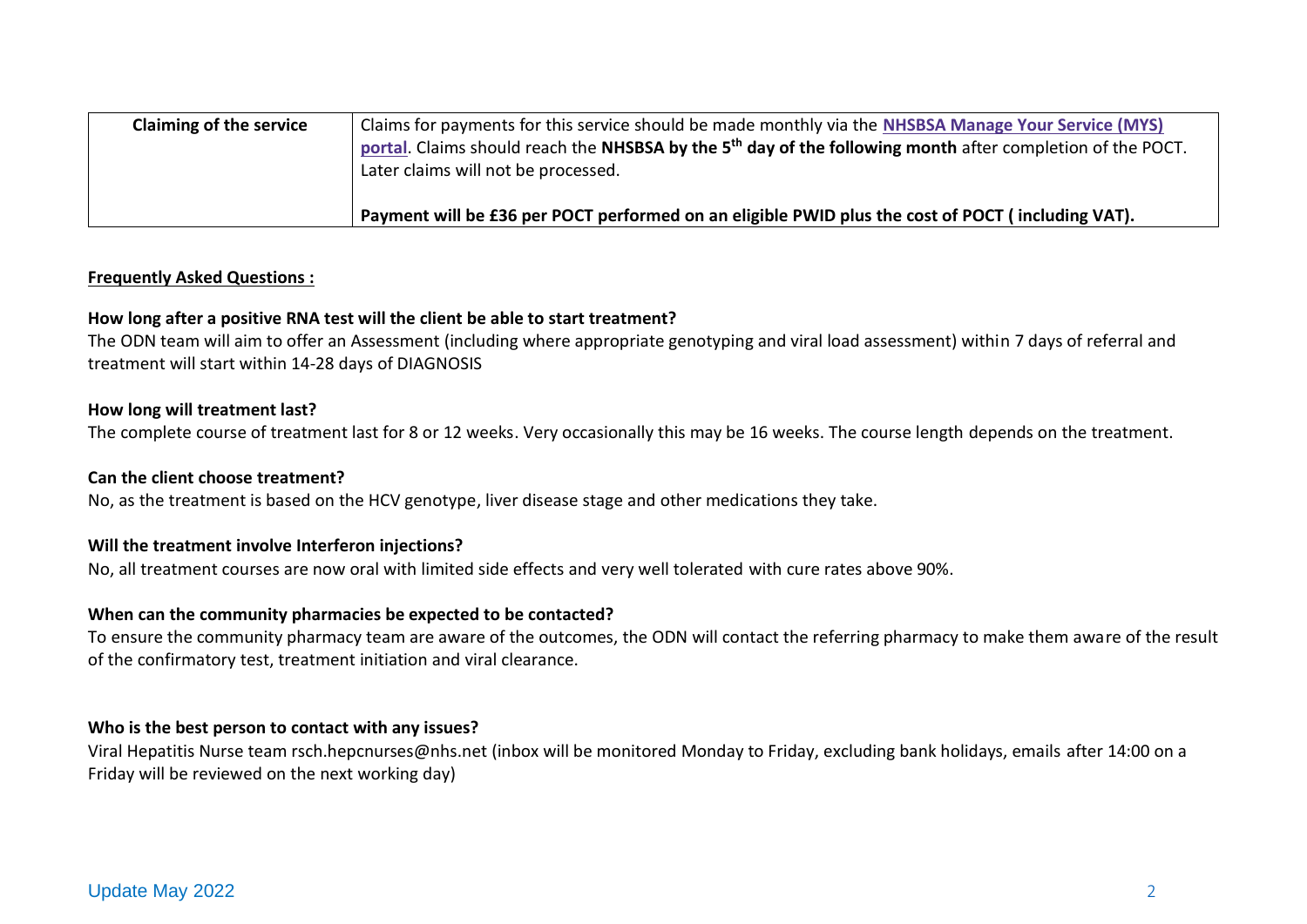| Claiming of the service | Claims for payments for this service should be made monthly via the **NHSBSA Manage Your Service (MYS) portal**. Claims should reach the **NHSBSA by the 5th day of the following month** after completion of the POCT. Later claims will not be processed.<br><br>**Payment will be £36 per POCT performed on an eligible PWID plus the cost of POCT ( including VAT).** |
|---|---|

**Frequently Asked Questions :**

**How long after a positive RNA test will the client be able to start treatment?**
The ODN team will aim to offer an Assessment (including where appropriate genotyping and viral load assessment) within 7 days of referral and treatment will start within 14-28 days of DIAGNOSIS

**How long will treatment last?**
The complete course of treatment last for 8 or 12 weeks. Very occasionally this may be 16 weeks. The course length depends on the treatment.

**Can the client choose treatment?**
No, as the treatment is based on the HCV genotype, liver disease stage and other medications they take.

**Will the treatment involve Interferon injections?**
No, all treatment courses are now oral with limited side effects and very well tolerated with cure rates above 90%.

**When can the community pharmacies be expected to be contacted?**
To ensure the community pharmacy team are aware of the outcomes, the ODN will contact the referring pharmacy to make them aware of the result of the confirmatory test, treatment initiation and viral clearance.

**Who is the best person to contact with any issues?**
Viral Hepatitis Nurse team rsch.hepcnurses@nhs.net (inbox will be monitored Monday to Friday, excluding bank holidays, emails after 14:00 on a Friday will be reviewed on the next working day)

Update May 2022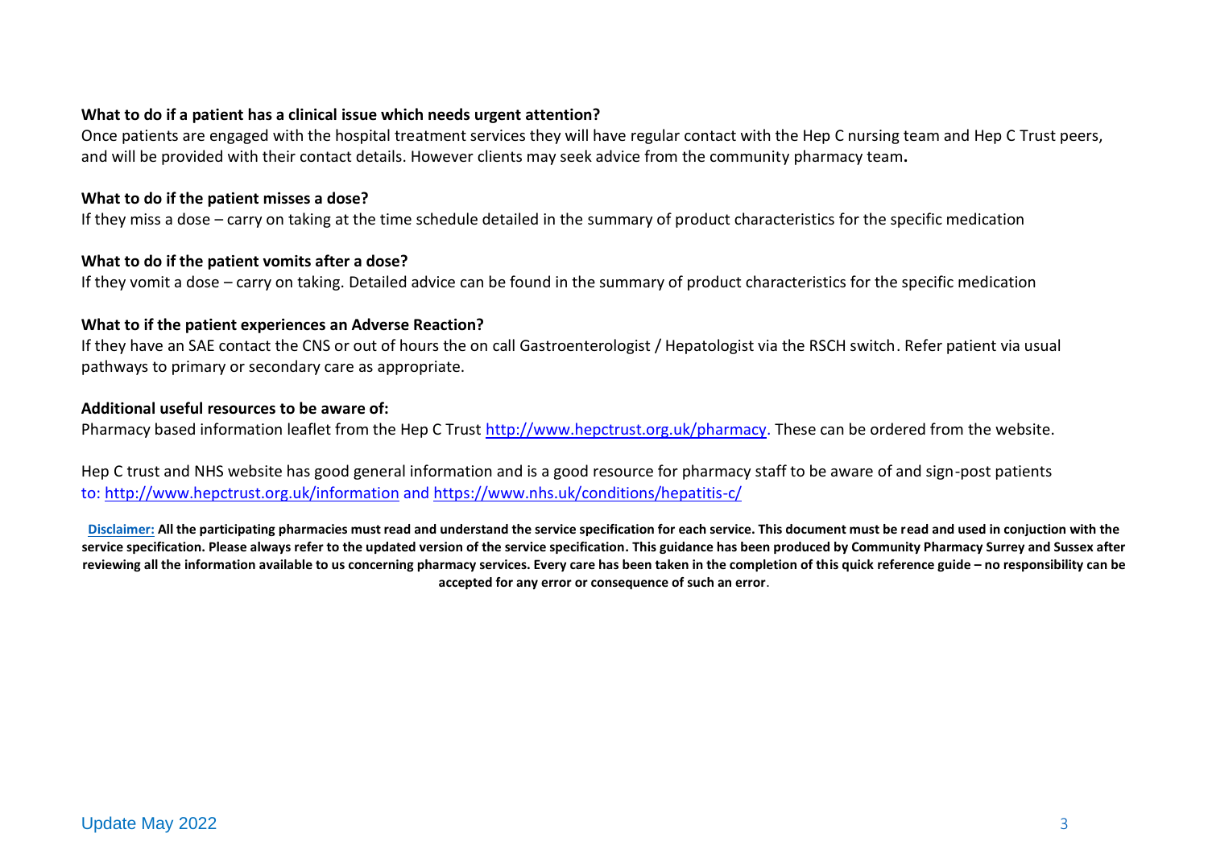**What to do if a patient has a clinical issue which needs urgent attention?**

Once patients are engaged with the hospital treatment services they will have regular contact with the Hep C nursing team and Hep C Trust peers, and will be provided with their contact details. However clients may seek advice from the community pharmacy team**.**

**What to do if the patient misses a dose?**

If they miss a dose – carry on taking at the time schedule detailed in the summary of product characteristics for the specific medication

**What to do if the patient vomits after a dose?**

If they vomit a dose – carry on taking. Detailed advice can be found in the summary of product characteristics for the specific medication

**What to if the patient experiences an Adverse Reaction?**

If they have an SAE contact the CNS or out of hours the on call Gastroenterologist / Hepatologist via the RSCH switch. Refer patient via usual pathways to primary or secondary care as appropriate.

**Additional useful resources to be aware of:**

Pharmacy based information leaflet from the Hep C Trust http://www.hepctrust.org.uk/pharmacy. These can be ordered from the website.

Hep C trust and NHS website has good general information and is a good resource for pharmacy staff to be aware of and sign-post patients to: http://www.hepctrust.org.uk/information and https://www.nhs.uk/conditions/hepatitis-c/

**Disclaimer: All the participating pharmacies must read and understand the service specification for each service. This document must be read and used in conjuction with the service specification. Please always refer to the updated version of the service specification. This guidance has been produced by Community Pharmacy Surrey and Sussex after reviewing all the information available to us concerning pharmacy services. Every care has been taken in the completion of this quick reference guide – no responsibility can be accepted for any error or consequence of such an error**.

Update May 2022